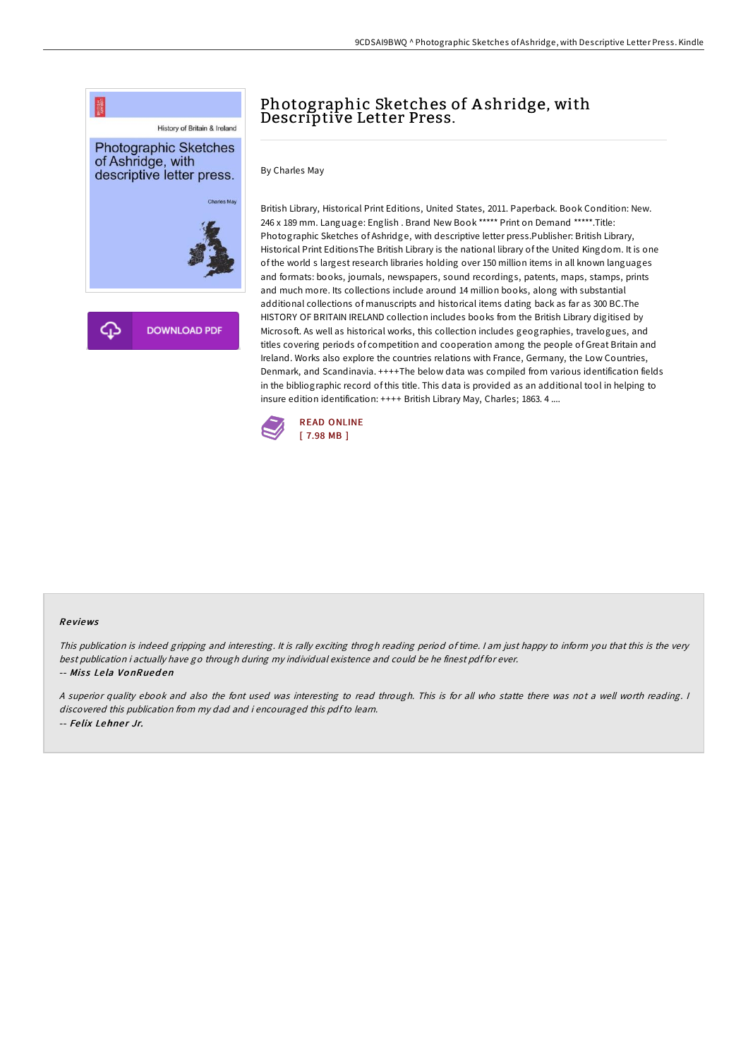# Photographic Sketches of Ashridge, with Descriptive Letter Press.

By Charles May

British Library, Historical Print Editions, United States, 2011. Paperback. Book Condition: New. 246 x 189 mm. Language: English . Brand New Book ***** Print on Demand *****.Title: Photographic Sketches of Ashridge, with descriptive letter press.Publisher: British Library, Historical Print EditionsThe British Library is the national library of the United Kingdom. It is one of the world s largest research libraries holding over 150 million items in all known languages and formats: books, journals, newspapers, sound recordings, patents, maps, stamps, prints and much more. Its collections include around 14 million books, along with substantial additional collections of manuscripts and historical items dating back as far as 300 BC.The HISTORY OF BRITAIN IRELAND collection includes books from the British Library digitised by Microsoft. As well as historical works, this collection includes geographies, travelogues, and titles covering periods of competition and cooperation among the people of Great Britain and Ireland. Works also explore the countries relations with France, Germany, the Low Countries, Denmark, and Scandinavia. ++++The below data was compiled from various identification fields in the bibliographic record of this title. This data is provided as an additional tool in helping to insure edition identification: ++++ British Library May, Charles; 1863. 4 ....

READ ONLINE
[ 7.98 MB ]

## Reviews

*This publication is indeed gripping and interesting. It is rally exciting throgh reading period of time. I am just happy to inform you that this is the very best publication i actually have go through during my individual existence and could be he finest pdf for ever.*

-- *Miss Lela VonRueden*

*A superior quality ebook and also the font used was interesting to read through. This is for all who statte there was not a well worth reading. I discovered this publication from my dad and i encouraged this pdf to learn.*

-- *Felix Lehner Jr.*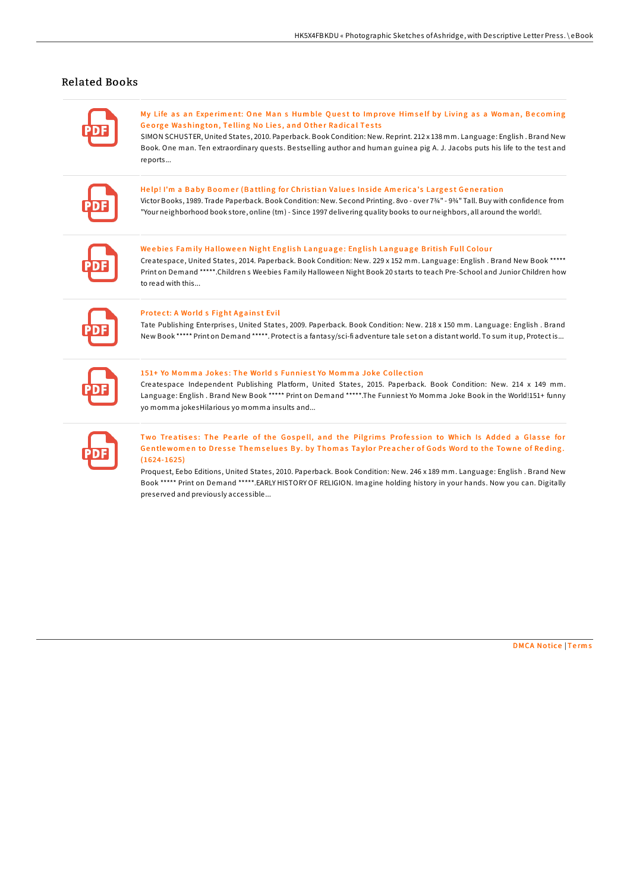## Related Books

**My Life as an Experiment: One Man s Humble Quest to Improve Himself by Living as a Woman, Becoming George Washington, Telling No Lies, and Other Radical Tests**

SIMON SCHUSTER, United States, 2010. Paperback. Book Condition: New. Reprint. 212 x 138 mm. Language: English . Brand New Book. One man. Ten extraordinary quests. Bestselling author and human guinea pig A. J. Jacobs puts his life to the test and reports...

**Help! I'm a Baby Boomer (Battling for Christian Values Inside America's Largest Generation**

Victor Books, 1989. Trade Paperback. Book Condition: New. Second Printing. 8vo - over 7¾" - 9¾" Tall. Buy with confidence from "Your neighborhood book store, online (tm) - Since 1997 delivering quality books to our neighbors, all around the world!.

**Weebies Family Halloween Night English Language: English Language British Full Colour**

Createspace, United States, 2014. Paperback. Book Condition: New. 229 x 152 mm. Language: English . Brand New Book ***** Print on Demand *****.Children s Weebies Family Halloween Night Book 20 starts to teach Pre-School and Junior Children how to read with this...

**Protect: A World s Fight Against Evil**

Tate Publishing Enterprises, United States, 2009. Paperback. Book Condition: New. 218 x 150 mm. Language: English . Brand New Book ***** Print on Demand *****. Protect is a fantasy/sci-fi adventure tale set on a distant world. To sum it up, Protect is...

**151+ Yo Momma Jokes: The World s Funniest Yo Momma Joke Collection**

Createspace Independent Publishing Platform, United States, 2015. Paperback. Book Condition: New. 214 x 149 mm. Language: English . Brand New Book ***** Print on Demand *****.The Funniest Yo Momma Joke Book in the World!151+ funny yo momma jokesHilarious yo momma insults and...

**Two Treatises: The Pearle of the Gospell, and the Pilgrims Profession to Which Is Added a Glasse for Gentlewomen to Dresse Themselues By. by Thomas Taylor Preacher of Gods Word to the Towne of Reding. (1624-1625)**

Proquest, Eebo Editions, United States, 2010. Paperback. Book Condition: New. 246 x 189 mm. Language: English . Brand New Book ***** Print on Demand *****.EARLY HISTORY OF RELIGION. Imagine holding history in your hands. Now you can. Digitally preserved and previously accessible...

DMCA Notice | Terms